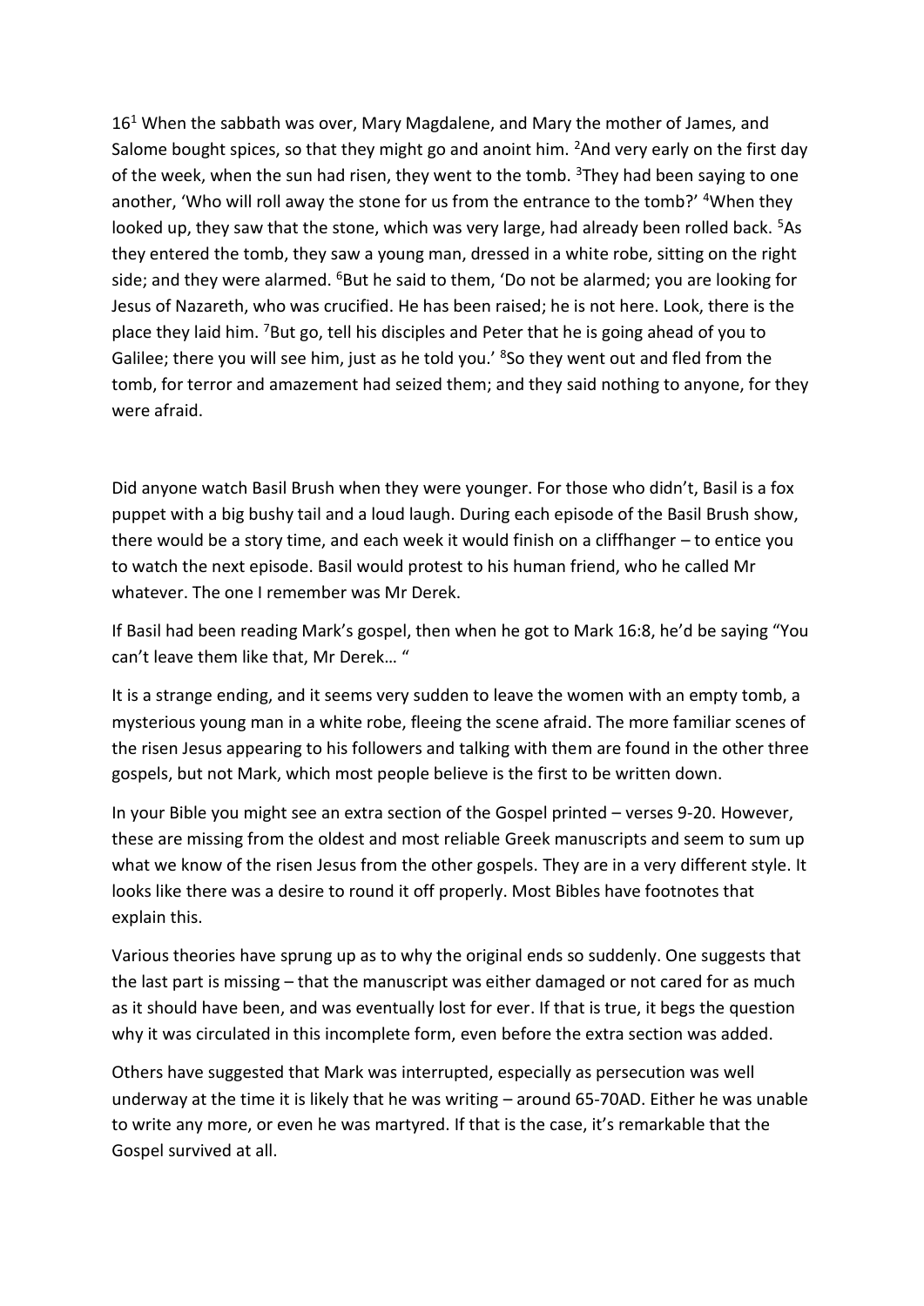16[1] When the sabbath was over, Mary Magdalene, and Mary the mother of James, and Salome bought spices, so that they might go and anoint him. [2]And very early on the first day of the week, when the sun had risen, they went to the tomb. [3]They had been saying to one another, 'Who will roll away the stone for us from the entrance to the tomb?' [4]When they looked up, they saw that the stone, which was very large, had already been rolled back. [5]As they entered the tomb, they saw a young man, dressed in a white robe, sitting on the right side; and they were alarmed. [6]But he said to them, 'Do not be alarmed; you are looking for Jesus of Nazareth, who was crucified. He has been raised; he is not here. Look, there is the place they laid him. [7]But go, tell his disciples and Peter that he is going ahead of you to Galilee; there you will see him, just as he told you.' [8]So they went out and fled from the tomb, for terror and amazement had seized them; and they said nothing to anyone, for they were afraid.

Did anyone watch Basil Brush when they were younger. For those who didn't, Basil is a fox puppet with a big bushy tail and a loud laugh. During each episode of the Basil Brush show, there would be a story time, and each week it would finish on a cliffhanger – to entice you to watch the next episode. Basil would protest to his human friend, who he called Mr whatever. The one I remember was Mr Derek.

If Basil had been reading Mark's gospel, then when he got to Mark 16:8, he'd be saying "You can't leave them like that, Mr Derek… "

It is a strange ending, and it seems very sudden to leave the women with an empty tomb, a mysterious young man in a white robe, fleeing the scene afraid. The more familiar scenes of the risen Jesus appearing to his followers and talking with them are found in the other three gospels, but not Mark, which most people believe is the first to be written down.

In your Bible you might see an extra section of the Gospel printed – verses 9-20. However, these are missing from the oldest and most reliable Greek manuscripts and seem to sum up what we know of the risen Jesus from the other gospels. They are in a very different style. It looks like there was a desire to round it off properly. Most Bibles have footnotes that explain this.

Various theories have sprung up as to why the original ends so suddenly. One suggests that the last part is missing – that the manuscript was either damaged or not cared for as much as it should have been, and was eventually lost for ever. If that is true, it begs the question why it was circulated in this incomplete form, even before the extra section was added.

Others have suggested that Mark was interrupted, especially as persecution was well underway at the time it is likely that he was writing – around 65-70AD. Either he was unable to write any more, or even he was martyred. If that is the case, it's remarkable that the Gospel survived at all.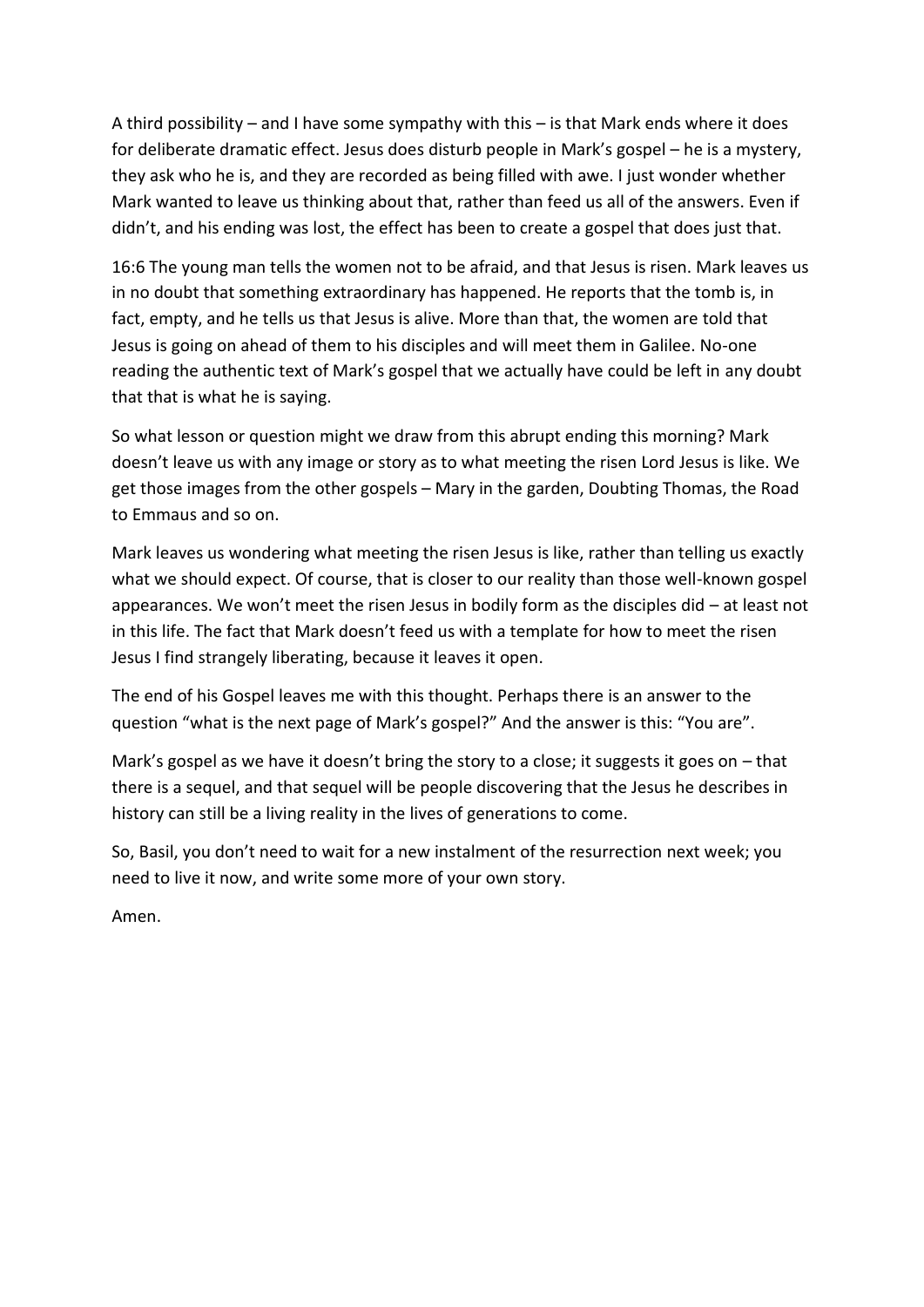A third possibility – and I have some sympathy with this – is that Mark ends where it does for deliberate dramatic effect. Jesus does disturb people in Mark's gospel – he is a mystery, they ask who he is, and they are recorded as being filled with awe. I just wonder whether Mark wanted to leave us thinking about that, rather than feed us all of the answers. Even if didn't, and his ending was lost, the effect has been to create a gospel that does just that.

16:6 The young man tells the women not to be afraid, and that Jesus is risen. Mark leaves us in no doubt that something extraordinary has happened. He reports that the tomb is, in fact, empty, and he tells us that Jesus is alive. More than that, the women are told that Jesus is going on ahead of them to his disciples and will meet them in Galilee. No-one reading the authentic text of Mark's gospel that we actually have could be left in any doubt that that is what he is saying.

So what lesson or question might we draw from this abrupt ending this morning? Mark doesn't leave us with any image or story as to what meeting the risen Lord Jesus is like. We get those images from the other gospels – Mary in the garden, Doubting Thomas, the Road to Emmaus and so on.

Mark leaves us wondering what meeting the risen Jesus is like, rather than telling us exactly what we should expect. Of course, that is closer to our reality than those well-known gospel appearances. We won't meet the risen Jesus in bodily form as the disciples did – at least not in this life. The fact that Mark doesn't feed us with a template for how to meet the risen Jesus I find strangely liberating, because it leaves it open.

The end of his Gospel leaves me with this thought. Perhaps there is an answer to the question "what is the next page of Mark's gospel?" And the answer is this: "You are".

Mark's gospel as we have it doesn't bring the story to a close; it suggests it goes on – that there is a sequel, and that sequel will be people discovering that the Jesus he describes in history can still be a living reality in the lives of generations to come.

So, Basil, you don't need to wait for a new instalment of the resurrection next week; you need to live it now, and write some more of your own story.

Amen.